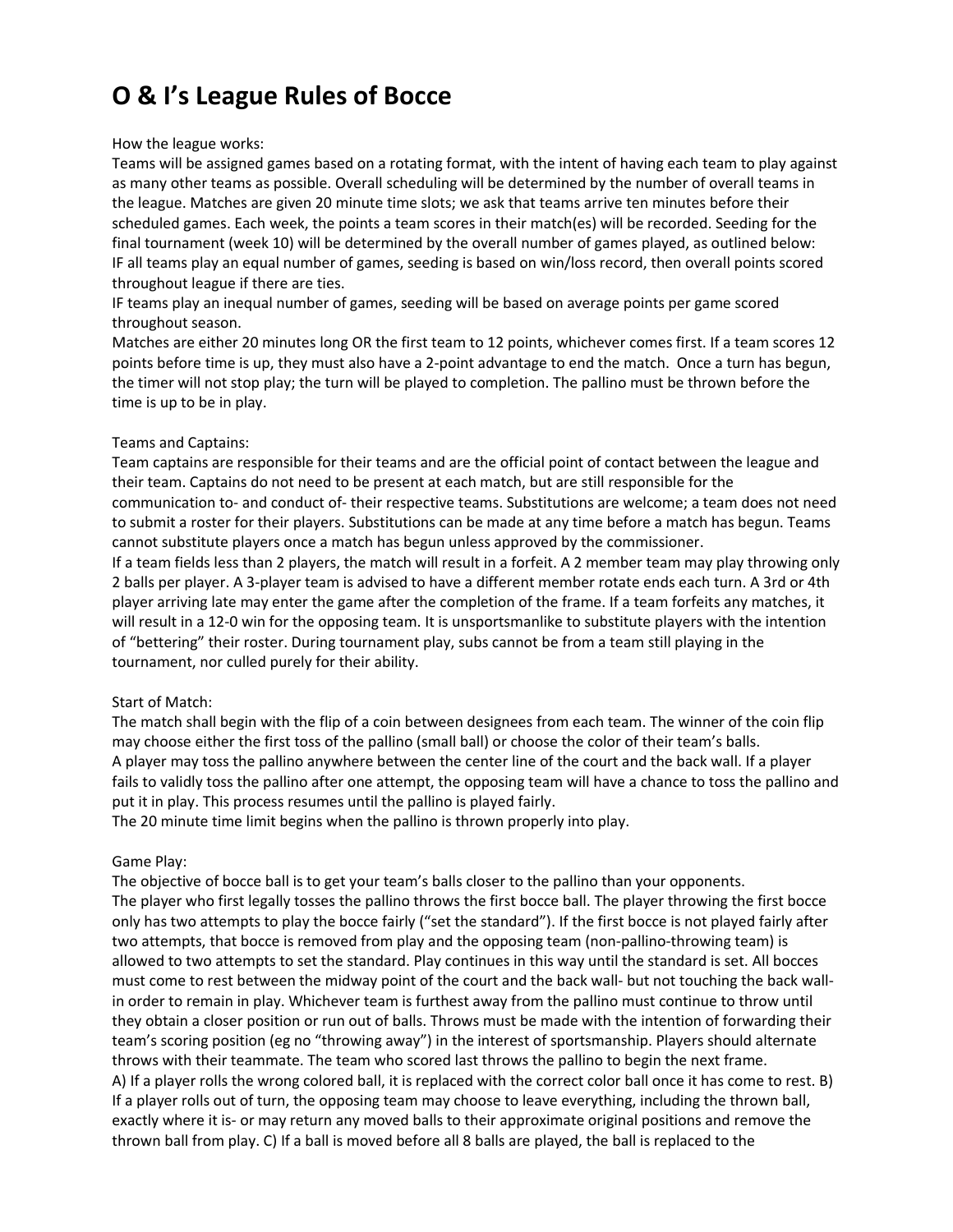# O & I's League Rules of Bocce

How the league works:

Teams will be assigned games based on a rotating format, with the intent of having each team to play against as many other teams as possible. Overall scheduling will be determined by the number of overall teams in the league. Matches are given 20 minute time slots; we ask that teams arrive ten minutes before their scheduled games. Each week, the points a team scores in their match(es) will be recorded. Seeding for the final tournament (week 10) will be determined by the overall number of games played, as outlined below:

IF all teams play an equal number of games, seeding is based on win/loss record, then overall points scored throughout league if there are ties.

IF teams play an inequal number of games, seeding will be based on average points per game scored throughout season.

Matches are either 20 minutes long OR the first team to 12 points, whichever comes first. If a team scores 12 points before time is up, they must also have a 2-point advantage to end the match. Once a turn has begun, the timer will not stop play; the turn will be played to completion. The pallino must be thrown before the time is up to be in play.

Teams and Captains:

Team captains are responsible for their teams and are the official point of contact between the league and their team. Captains do not need to be present at each match, but are still responsible for the communication to- and conduct of- their respective teams. Substitutions are welcome; a team does not need to submit a roster for their players. Substitutions can be made at any time before a match has begun. Teams cannot substitute players once a match has begun unless approved by the commissioner.

If a team fields less than 2 players, the match will result in a forfeit. A 2 member team may play throwing only 2 balls per player. A 3-player team is advised to have a different member rotate ends each turn. A 3rd or 4th player arriving late may enter the game after the completion of the frame. If a team forfeits any matches, it will result in a 12-0 win for the opposing team. It is unsportsmanlike to substitute players with the intention of "bettering" their roster. During tournament play, subs cannot be from a team still playing in the tournament, nor culled purely for their ability.

Start of Match:

The match shall begin with the flip of a coin between designees from each team. The winner of the coin flip may choose either the first toss of the pallino (small ball) or choose the color of their team's balls.

A player may toss the pallino anywhere between the center line of the court and the back wall. If a player fails to validly toss the pallino after one attempt, the opposing team will have a chance to toss the pallino and put it in play. This process resumes until the pallino is played fairly.

The 20 minute time limit begins when the pallino is thrown properly into play.

Game Play:

The objective of bocce ball is to get your team's balls closer to the pallino than your opponents.

The player who first legally tosses the pallino throws the first bocce ball. The player throwing the first bocce only has two attempts to play the bocce fairly ("set the standard"). If the first bocce is not played fairly after two attempts, that bocce is removed from play and the opposing team (non-pallino-throwing team) is allowed to two attempts to set the standard. Play continues in this way until the standard is set. All bocces must come to rest between the midway point of the court and the back wall- but not touching the back wall- in order to remain in play. Whichever team is furthest away from the pallino must continue to throw until they obtain a closer position or run out of balls. Throws must be made with the intention of forwarding their team's scoring position (eg no "throwing away") in the interest of sportsmanship. Players should alternate throws with their teammate. The team who scored last throws the pallino to begin the next frame.

A) If a player rolls the wrong colored ball, it is replaced with the correct color ball once it has come to rest. B) If a player rolls out of turn, the opposing team may choose to leave everything, including the thrown ball, exactly where it is- or may return any moved balls to their approximate original positions and remove the thrown ball from play. C) If a ball is moved before all 8 balls are played, the ball is replaced to the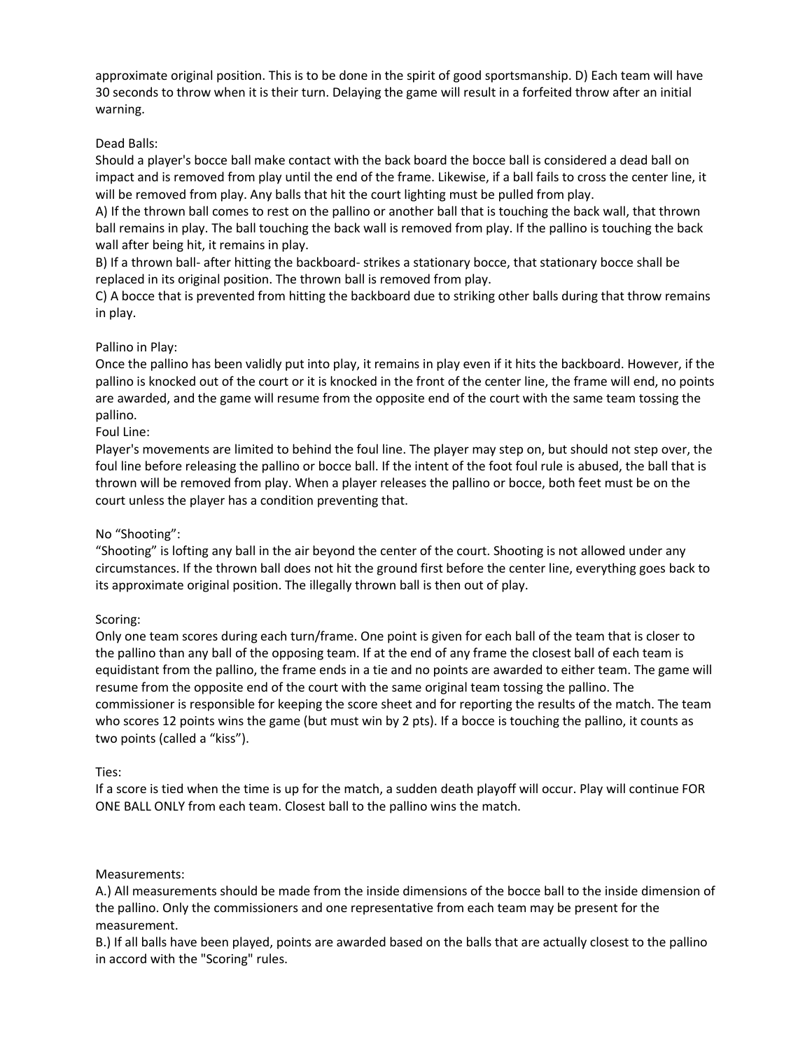approximate original position. This is to be done in the spirit of good sportsmanship. D) Each team will have 30 seconds to throw when it is their turn. Delaying the game will result in a forfeited throw after an initial warning.

Dead Balls:
Should a player's bocce ball make contact with the back board the bocce ball is considered a dead ball on impact and is removed from play until the end of the frame. Likewise, if a ball fails to cross the center line, it will be removed from play. Any balls that hit the court lighting must be pulled from play.
A) If the thrown ball comes to rest on the pallino or another ball that is touching the back wall, that thrown ball remains in play. The ball touching the back wall is removed from play. If the pallino is touching the back wall after being hit, it remains in play.
B) If a thrown ball- after hitting the backboard- strikes a stationary bocce, that stationary bocce shall be replaced in its original position. The thrown ball is removed from play.
C) A bocce that is prevented from hitting the backboard due to striking other balls during that throw remains in play.

Pallino in Play:
Once the pallino has been validly put into play, it remains in play even if it hits the backboard. However, if the pallino is knocked out of the court or it is knocked in the front of the center line, the frame will end, no points are awarded, and the game will resume from the opposite end of the court with the same team tossing the pallino.
Foul Line:
Player's movements are limited to behind the foul line. The player may step on, but should not step over, the foul line before releasing the pallino or bocce ball. If the intent of the foot foul rule is abused, the ball that is thrown will be removed from play. When a player releases the pallino or bocce, both feet must be on the court unless the player has a condition preventing that.

No “Shooting”:
“Shooting” is lofting any ball in the air beyond the center of the court. Shooting is not allowed under any circumstances. If the thrown ball does not hit the ground first before the center line, everything goes back to its approximate original position. The illegally thrown ball is then out of play.

Scoring:
Only one team scores during each turn/frame. One point is given for each ball of the team that is closer to the pallino than any ball of the opposing team. If at the end of any frame the closest ball of each team is equidistant from the pallino, the frame ends in a tie and no points are awarded to either team. The game will resume from the opposite end of the court with the same original team tossing the pallino. The commissioner is responsible for keeping the score sheet and for reporting the results of the match. The team who scores 12 points wins the game (but must win by 2 pts). If a bocce is touching the pallino, it counts as two points (called a “kiss”).

Ties:
If a score is tied when the time is up for the match, a sudden death playoff will occur. Play will continue FOR ONE BALL ONLY from each team. Closest ball to the pallino wins the match.

Measurements:
A.) All measurements should be made from the inside dimensions of the bocce ball to the inside dimension of the pallino. Only the commissioners and one representative from each team may be present for the measurement.
B.) If all balls have been played, points are awarded based on the balls that are actually closest to the pallino in accord with the "Scoring" rules.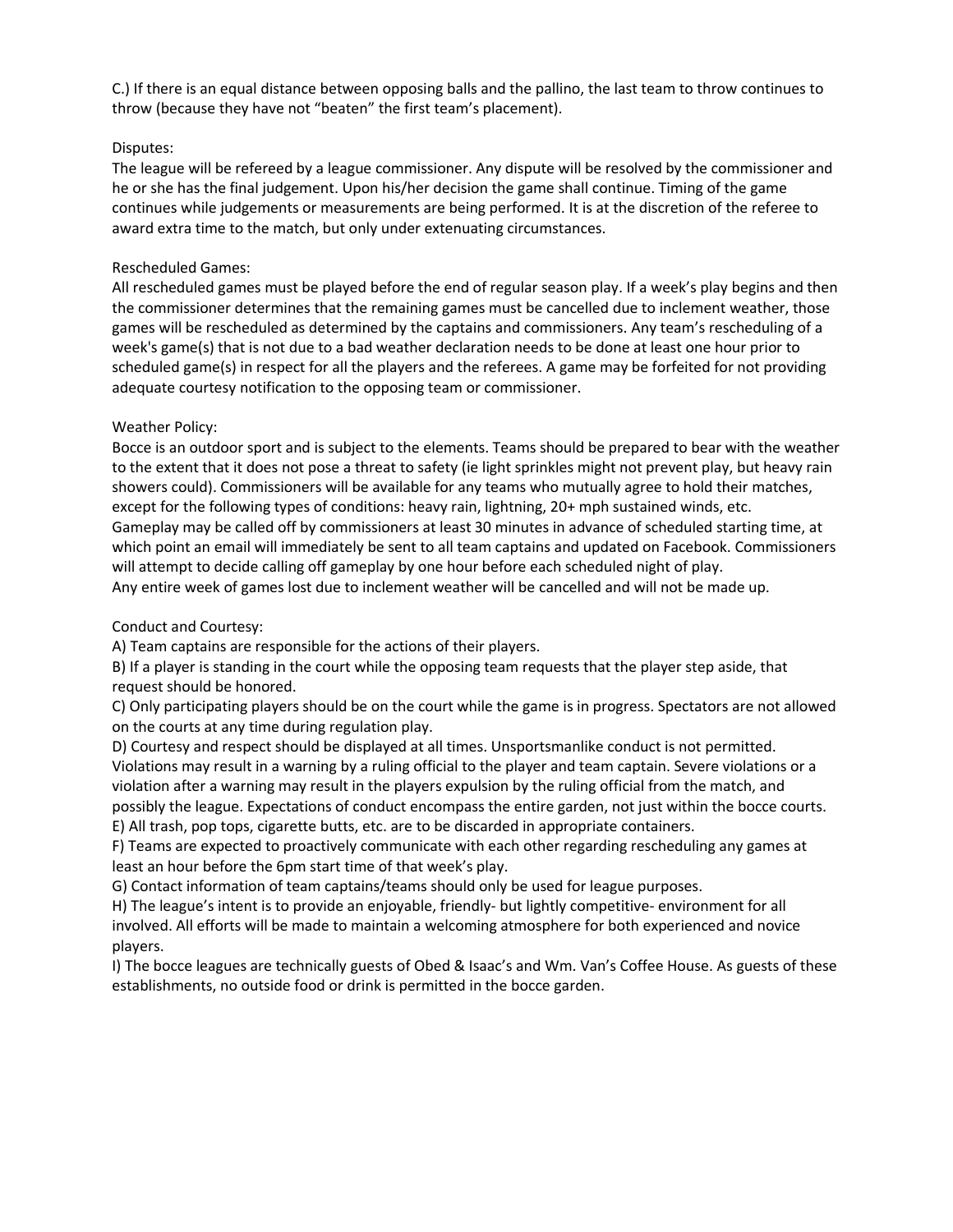C.) If there is an equal distance between opposing balls and the pallino, the last team to throw continues to throw (because they have not "beaten" the first team's placement).

Disputes:

The league will be refereed by a league commissioner. Any dispute will be resolved by the commissioner and he or she has the final judgement. Upon his/her decision the game shall continue. Timing of the game continues while judgements or measurements are being performed. It is at the discretion of the referee to award extra time to the match, but only under extenuating circumstances.

Rescheduled Games:

All rescheduled games must be played before the end of regular season play. If a week's play begins and then the commissioner determines that the remaining games must be cancelled due to inclement weather, those games will be rescheduled as determined by the captains and commissioners. Any team's rescheduling of a week's game(s) that is not due to a bad weather declaration needs to be done at least one hour prior to scheduled game(s) in respect for all the players and the referees. A game may be forfeited for not providing adequate courtesy notification to the opposing team or commissioner.

Weather Policy:

Bocce is an outdoor sport and is subject to the elements. Teams should be prepared to bear with the weather to the extent that it does not pose a threat to safety (ie light sprinkles might not prevent play, but heavy rain showers could). Commissioners will be available for any teams who mutually agree to hold their matches, except for the following types of conditions: heavy rain, lightning, 20+ mph sustained winds, etc.
Gameplay may be called off by commissioners at least 30 minutes in advance of scheduled starting time, at which point an email will immediately be sent to all team captains and updated on Facebook. Commissioners will attempt to decide calling off gameplay by one hour before each scheduled night of play.
Any entire week of games lost due to inclement weather will be cancelled and will not be made up.

Conduct and Courtesy:

A) Team captains are responsible for the actions of their players.
B) If a player is standing in the court while the opposing team requests that the player step aside, that request should be honored.
C) Only participating players should be on the court while the game is in progress. Spectators are not allowed on the courts at any time during regulation play.
D) Courtesy and respect should be displayed at all times. Unsportsmanlike conduct is not permitted. Violations may result in a warning by a ruling official to the player and team captain. Severe violations or a violation after a warning may result in the players expulsion by the ruling official from the match, and possibly the league. Expectations of conduct encompass the entire garden, not just within the bocce courts.
E) All trash, pop tops, cigarette butts, etc. are to be discarded in appropriate containers.
F) Teams are expected to proactively communicate with each other regarding rescheduling any games at least an hour before the 6pm start time of that week's play.
G) Contact information of team captains/teams should only be used for league purposes.
H) The league's intent is to provide an enjoyable, friendly- but lightly competitive- environment for all involved. All efforts will be made to maintain a welcoming atmosphere for both experienced and novice players.
I) The bocce leagues are technically guests of Obed & Isaac's and Wm. Van's Coffee House. As guests of these establishments, no outside food or drink is permitted in the bocce garden.